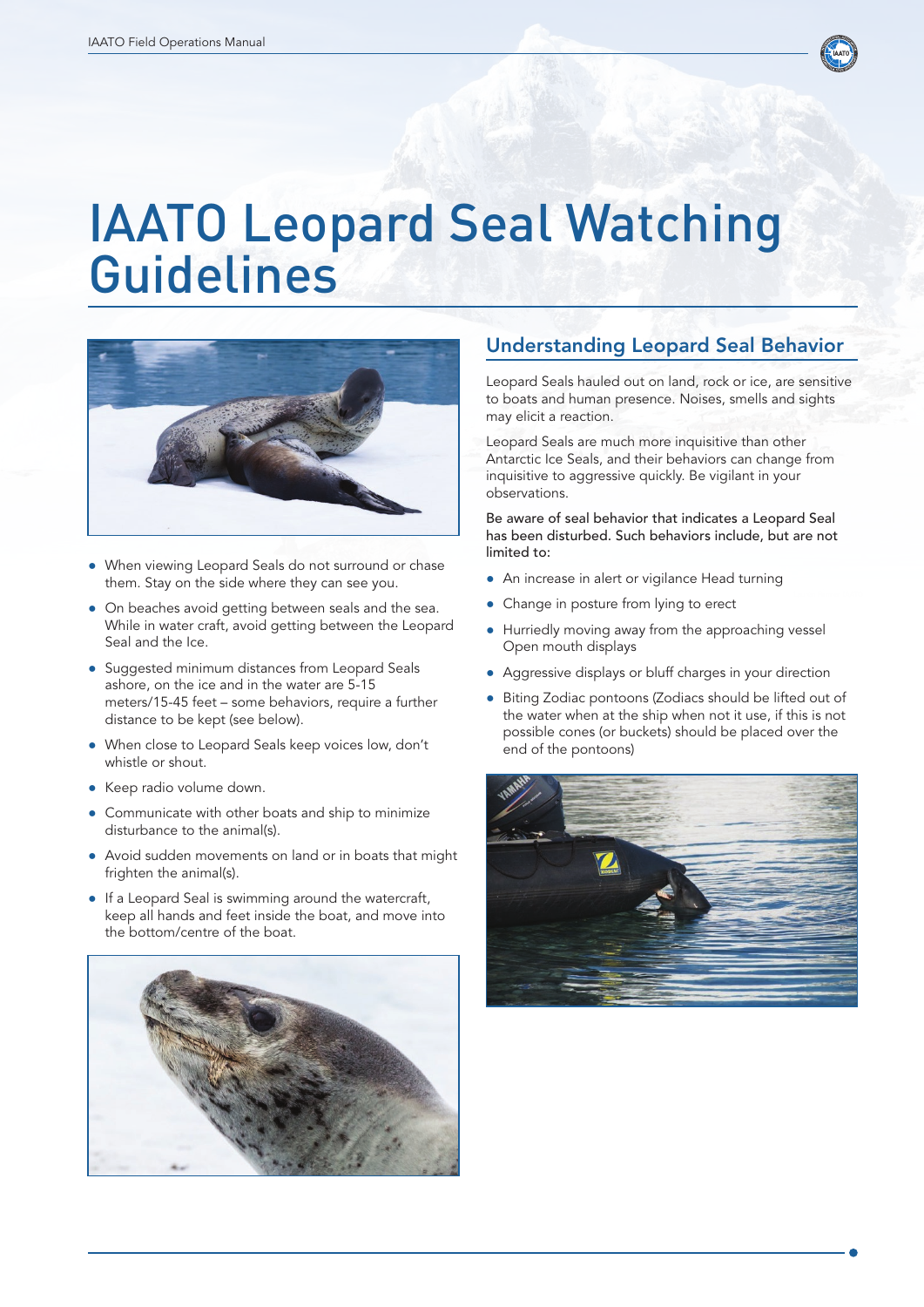# IAATO Leopard Seal Watching Guidelines

- When viewing Leopard Seals do not surround or chase them. Stay on the side where they can see you.
- On beaches avoid getting between seals and the sea. While in water craft, avoid getting between the Leopard Seal and the Ice.
- Suggested minimum distances from Leopard Seals ashore, on the ice and in the water are 5-15 meters/15-45 feet – some behaviors, require a further distance to be kept (see below).
- When close to Leopard Seals keep voices low, don't whistle or shout.
- Keep radio volume down.
- Communicate with other boats and ship to minimize disturbance to the animal(s).
- Avoid sudden movements on land or in boats that might frighten the animal(s).
- If a Leopard Seal is swimming around the watercraft, keep all hands and feet inside the boat, and move into the bottom/centre of the boat.

## Understanding Leopard Seal Behavior

Leopard Seals hauled out on land, rock or ice, are sensitive to boats and human presence. Noises, smells and sights may elicit a reaction.

Leopard Seals are much more inquisitive than other Antarctic Ice Seals, and their behaviors can change from inquisitive to aggressive quickly. Be vigilant in your observations.

Be aware of seal behavior that indicates a Leopard Seal has been disturbed. Such behaviors include, but are not limited to:

- An increase in alert or vigilance Head turning
- Change in posture from lying to erect
- Hurriedly moving away from the approaching vessel Open mouth displays
- Aggressive displays or bluff charges in your direction
- Biting Zodiac pontoons (Zodiacs should be lifted out of the water when at the ship when not it use, if this is not possible cones (or buckets) should be placed over the end of the pontoons)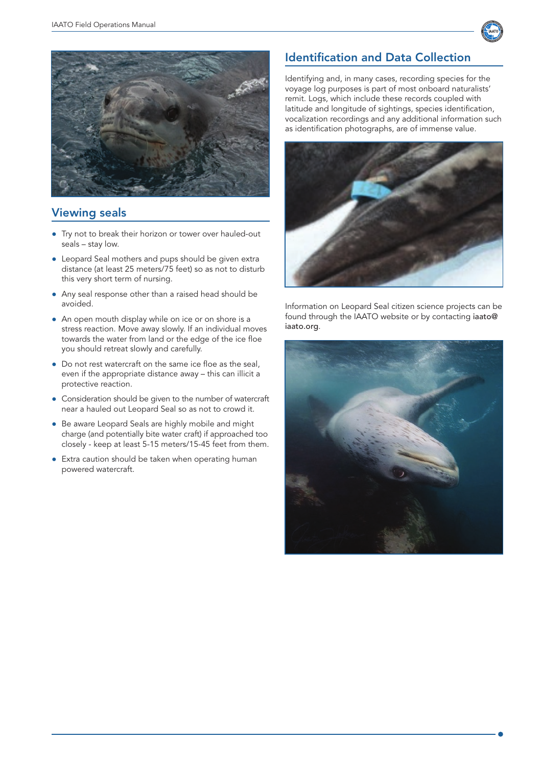## Viewing seals

- Try not to break their horizon or tower over hauled-out seals – stay low.
- Leopard Seal mothers and pups should be given extra distance (at least 25 meters/75 feet) so as not to disturb this very short term of nursing.
- Any seal response other than a raised head should be avoided.
- An open mouth display while on ice or on shore is a stress reaction. Move away slowly. If an individual moves towards the water from land or the edge of the ice floe you should retreat slowly and carefully.
- Do not rest watercraft on the same ice floe as the seal, even if the appropriate distance away – this can illicit a protective reaction.
- Consideration should be given to the number of watercraft near a hauled out Leopard Seal so as not to crowd it.
- Be aware Leopard Seals are highly mobile and might charge (and potentially bite water craft) if approached too closely - keep at least 5-15 meters/15-45 feet from them.
- Extra caution should be taken when operating human powered watercraft.

## Identification and Data Collection

Identifying and, in many cases, recording species for the voyage log purposes is part of most onboard naturalists' remit. Logs, which include these records coupled with latitude and longitude of sightings, species identification, vocalization recordings and any additional information such as identification photographs, are of immense value.

Information on Leopard Seal citizen science projects can be found through the IAATO website or by contacting iaato@iaato.org.